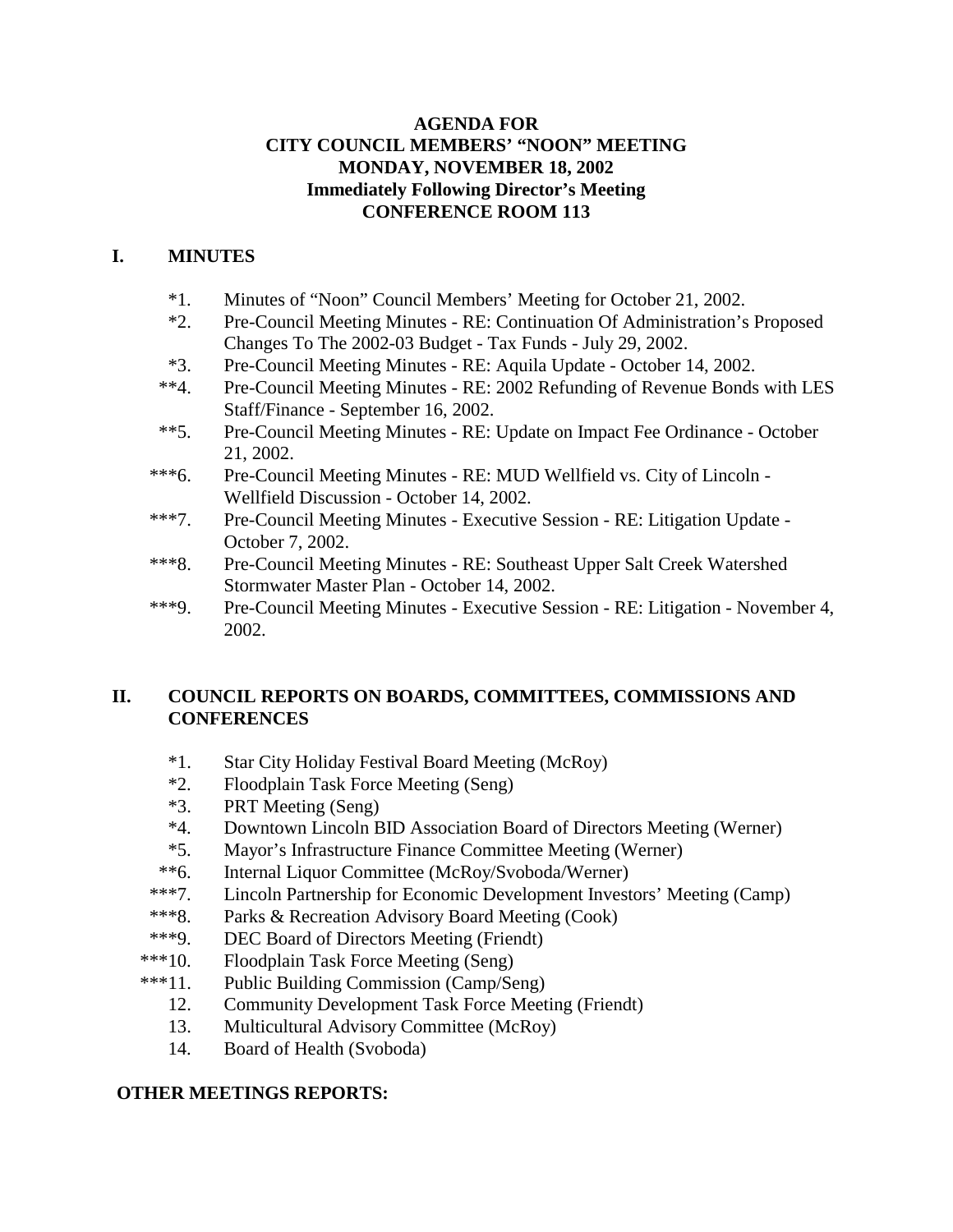**AGENDA FOR**
**CITY COUNCIL MEMBERS' "NOON" MEETING**
**MONDAY, NOVEMBER 18, 2002**
**Immediately Following Director's Meeting**
**CONFERENCE ROOM 113**

## I. MINUTES

*1. Minutes of "Noon" Council Members' Meeting for October 21, 2002.

*2. Pre-Council Meeting Minutes - RE: Continuation Of Administration's Proposed Changes To The 2002-03 Budget - Tax Funds - July 29, 2002.

*3. Pre-Council Meeting Minutes - RE: Aquila Update - October 14, 2002.

**4. Pre-Council Meeting Minutes - RE: 2002 Refunding of Revenue Bonds with LES Staff/Finance - September 16, 2002.

**5. Pre-Council Meeting Minutes - RE: Update on Impact Fee Ordinance - October 21, 2002.

***6. Pre-Council Meeting Minutes - RE: MUD Wellfield vs. City of Lincoln - Wellfield Discussion - October 14, 2002.

***7. Pre-Council Meeting Minutes - Executive Session - RE: Litigation Update - October 7, 2002.

***8. Pre-Council Meeting Minutes - RE: Southeast Upper Salt Creek Watershed Stormwater Master Plan - October 14, 2002.

***9. Pre-Council Meeting Minutes - Executive Session - RE: Litigation - November 4, 2002.

## II. COUNCIL REPORTS ON BOARDS, COMMITTEES, COMMISSIONS AND CONFERENCES

*1. Star City Holiday Festival Board Meeting (McRoy)

*2. Floodplain Task Force Meeting (Seng)

*3. PRT Meeting (Seng)

*4. Downtown Lincoln BID Association Board of Directors Meeting (Werner)

*5. Mayor's Infrastructure Finance Committee Meeting (Werner)

**6. Internal Liquor Committee (McRoy/Svoboda/Werner)

***7. Lincoln Partnership for Economic Development Investors' Meeting (Camp)

***8. Parks & Recreation Advisory Board Meeting (Cook)

***9. DEC Board of Directors Meeting (Friendt)

***10. Floodplain Task Force Meeting (Seng)

***11. Public Building Commission (Camp/Seng)

12. Community Development Task Force Meeting (Friendt)

13. Multicultural Advisory Committee (McRoy)

14. Board of Health (Svoboda)

**OTHER MEETINGS REPORTS:**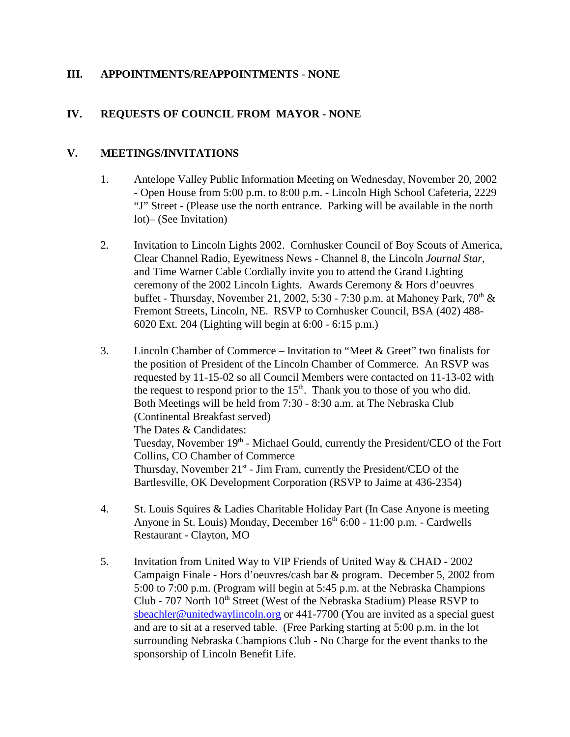## III. APPOINTMENTS/REAPPOINTMENTS - NONE

## IV. REQUESTS OF COUNCIL FROM MAYOR - NONE

## V. MEETINGS/INVITATIONS

1. Antelope Valley Public Information Meeting on Wednesday, November 20, 2002 - Open House from 5:00 p.m. to 8:00 p.m. - Lincoln High School Cafeteria, 2229 "J" Street - (Please use the north entrance. Parking will be available in the north lot)– (See Invitation)

2. Invitation to Lincoln Lights 2002. Cornhusker Council of Boy Scouts of America, Clear Channel Radio, Eyewitness News - Channel 8, the Lincoln *Journal Star*, and Time Warner Cable Cordially invite you to attend the Grand Lighting ceremony of the 2002 Lincoln Lights. Awards Ceremony & Hors d'oeuvres buffet - Thursday, November 21, 2002, 5:30 - 7:30 p.m. at Mahoney Park, 70th & Fremont Streets, Lincoln, NE. RSVP to Cornhusker Council, BSA (402) 488-6020 Ext. 204 (Lighting will begin at 6:00 - 6:15 p.m.)

3. Lincoln Chamber of Commerce – Invitation to "Meet & Greet" two finalists for the position of President of the Lincoln Chamber of Commerce. An RSVP was requested by 11-15-02 so all Council Members were contacted on 11-13-02 with the request to respond prior to the 15th. Thank you to those of you who did. Both Meetings will be held from 7:30 - 8:30 a.m. at The Nebraska Club (Continental Breakfast served)
   The Dates & Candidates:
   Tuesday, November 19th - Michael Gould, currently the President/CEO of the Fort Collins, CO Chamber of Commerce
   Thursday, November 21st - Jim Fram, currently the President/CEO of the Bartlesville, OK Development Corporation (RSVP to Jaime at 436-2354)

4. St. Louis Squires & Ladies Charitable Holiday Part (In Case Anyone is meeting Anyone in St. Louis) Monday, December 16th 6:00 - 11:00 p.m. - Cardwells Restaurant - Clayton, MO

5. Invitation from United Way to VIP Friends of United Way & CHAD - 2002 Campaign Finale - Hors d'oeuvres/cash bar & program. December 5, 2002 from 5:00 to 7:00 p.m. (Program will begin at 5:45 p.m. at the Nebraska Champions Club - 707 North 10th Street (West of the Nebraska Stadium) Please RSVP to sbeachler@unitedwaylincoln.org or 441-7700 (You are invited as a special guest and are to sit at a reserved table. (Free Parking starting at 5:00 p.m. in the lot surrounding Nebraska Champions Club - No Charge for the event thanks to the sponsorship of Lincoln Benefit Life.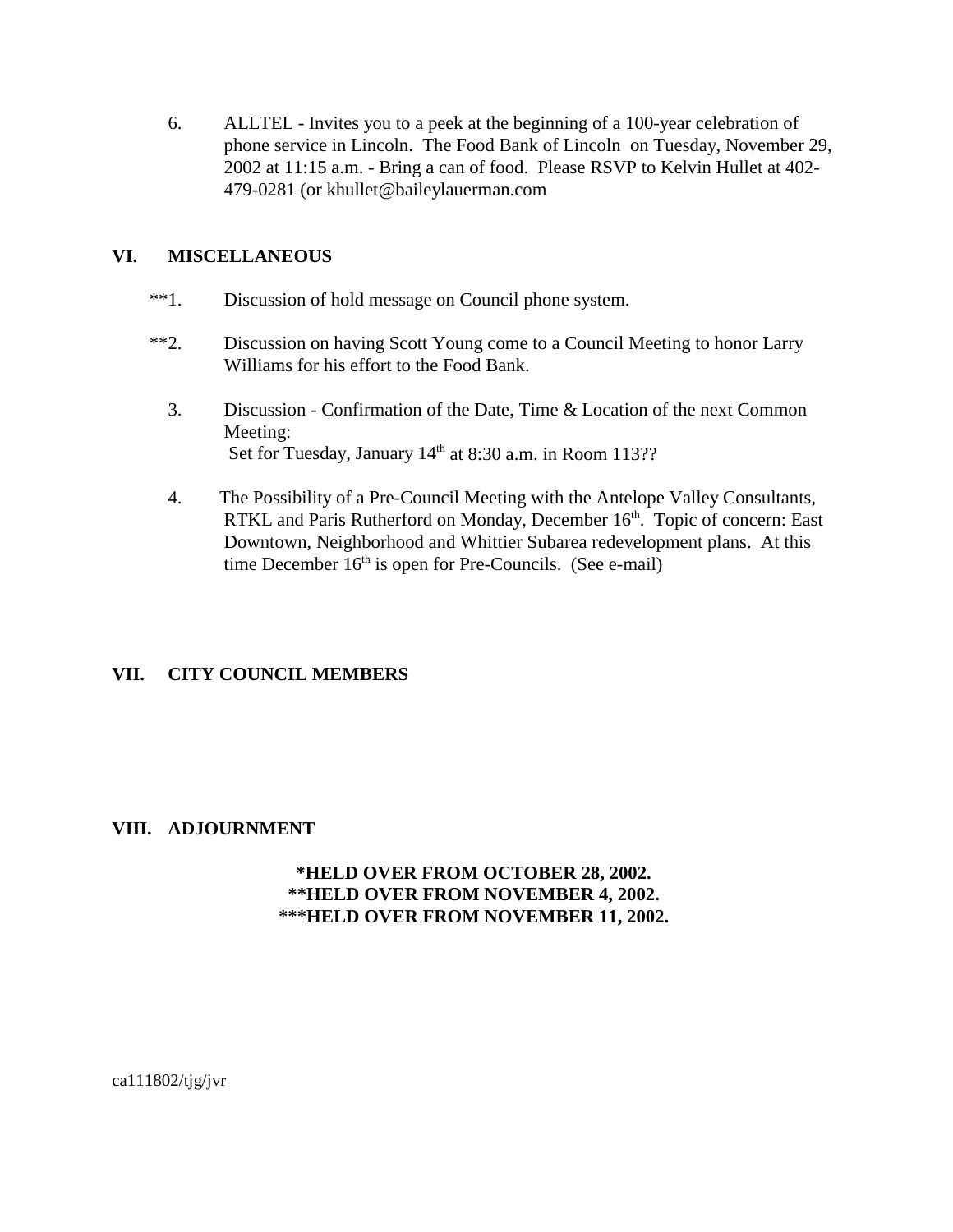6. ALLTEL - Invites you to a peek at the beginning of a 100-year celebration of phone service in Lincoln. The Food Bank of Lincoln on Tuesday, November 29, 2002 at 11:15 a.m. - Bring a can of food. Please RSVP to Kelvin Hullet at 402-479-0281 (or khullet@baileylauerman.com

## VI. MISCELLANEOUS

**1. Discussion of hold message on Council phone system.

**2. Discussion on having Scott Young come to a Council Meeting to honor Larry Williams for his effort to the Food Bank.

3. Discussion - Confirmation of the Date, Time & Location of the next Common Meeting:
Set for Tuesday, January 14th at 8:30 a.m. in Room 113??

4. The Possibility of a Pre-Council Meeting with the Antelope Valley Consultants, RTKL and Paris Rutherford on Monday, December 16th. Topic of concern: East Downtown, Neighborhood and Whittier Subarea redevelopment plans. At this time December 16th is open for Pre-Councils. (See e-mail)

## VII. CITY COUNCIL MEMBERS

## VIII. ADJOURNMENT

**\*HELD OVER FROM OCTOBER 28, 2002.**
**\*\*HELD OVER FROM NOVEMBER 4, 2002.**
**\*\*\*HELD OVER FROM NOVEMBER 11, 2002.**

ca111802/tjg/jvr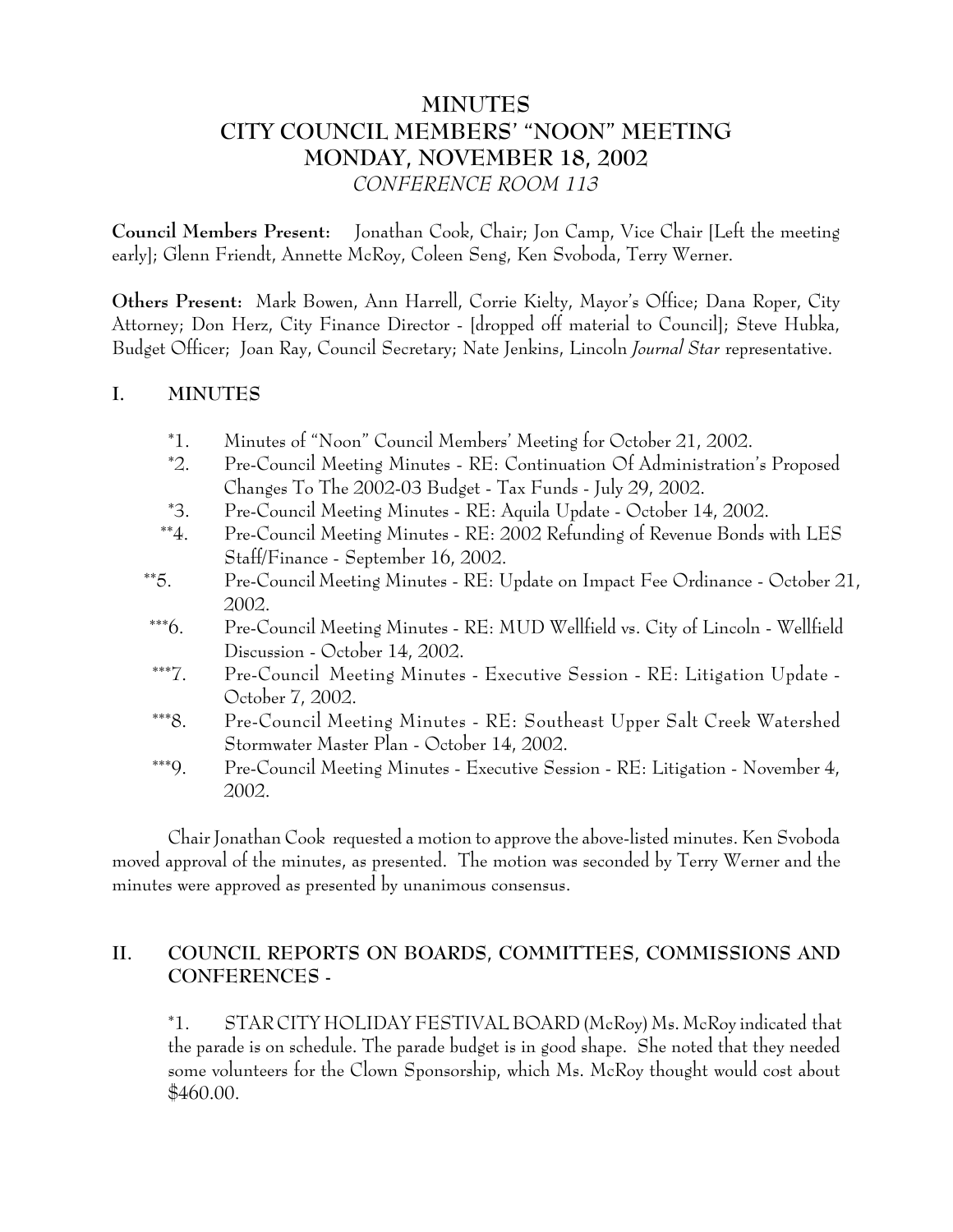# MINUTES
# CITY COUNCIL MEMBERS' "NOON" MEETING
# MONDAY, NOVEMBER 18, 2002
*CONFERENCE ROOM 113*

**Council Members Present:** Jonathan Cook, Chair; Jon Camp, Vice Chair [Left the meeting early]; Glenn Friendt, Annette McRoy, Coleen Seng, Ken Svoboda, Terry Werner.

**Others Present:** Mark Bowen, Ann Harrell, Corrie Kielty, Mayor's Office; Dana Roper, City Attorney; Don Herz, City Finance Director - [dropped off material to Council]; Steve Hubka, Budget Officer; Joan Ray, Council Secretary; Nate Jenkins, Lincoln *Journal Star* representative.

## I. MINUTES

*1. Minutes of "Noon" Council Members' Meeting for October 21, 2002.

*2. Pre-Council Meeting Minutes - RE: Continuation Of Administration's Proposed Changes To The 2002-03 Budget - Tax Funds - July 29, 2002.

*3. Pre-Council Meeting Minutes - RE: Aquila Update - October 14, 2002.

**4. Pre-Council Meeting Minutes - RE: 2002 Refunding of Revenue Bonds with LES Staff/Finance - September 16, 2002.

**5. Pre-Council Meeting Minutes - RE: Update on Impact Fee Ordinance - October 21, 2002.

***6. Pre-Council Meeting Minutes - RE: MUD Wellfield vs. City of Lincoln - Wellfield Discussion - October 14, 2002.

***7. Pre-Council Meeting Minutes - Executive Session - RE: Litigation Update - October 7, 2002.

***8. Pre-Council Meeting Minutes - RE: Southeast Upper Salt Creek Watershed Stormwater Master Plan - October 14, 2002.

***9. Pre-Council Meeting Minutes - Executive Session - RE: Litigation - November 4, 2002.

Chair Jonathan Cook requested a motion to approve the above-listed minutes. Ken Svoboda moved approval of the minutes, as presented. The motion was seconded by Terry Werner and the minutes were approved as presented by unanimous consensus.

## II. COUNCIL REPORTS ON BOARDS, COMMITTEES, COMMISSIONS AND CONFERENCES -

*1. STAR CITY HOLIDAY FESTIVAL BOARD (McRoy) Ms. McRoy indicated that the parade is on schedule. The parade budget is in good shape. She noted that they needed some volunteers for the Clown Sponsorship, which Ms. McRoy thought would cost about $460.00.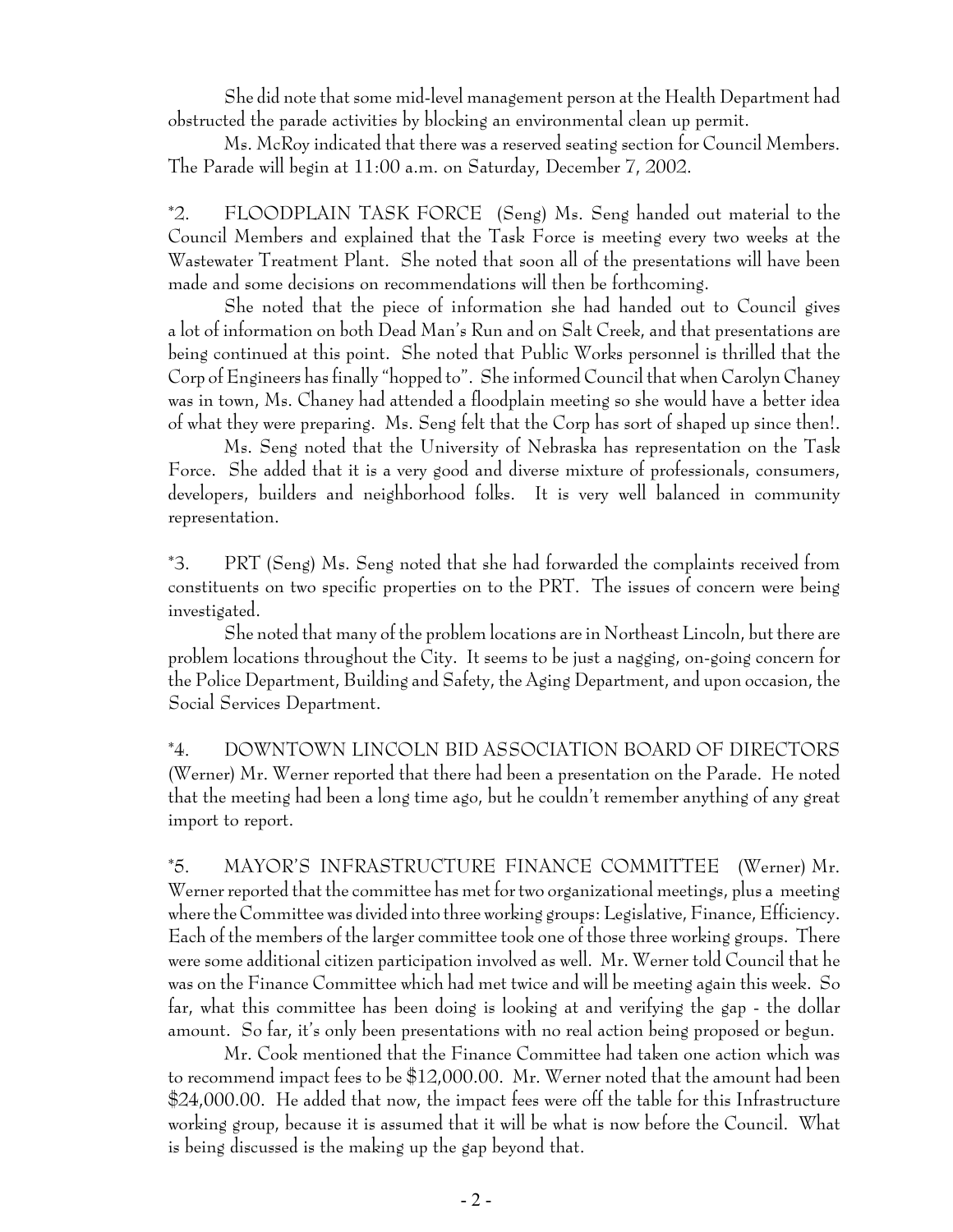She did note that some mid-level management person at the Health Department had obstructed the parade activities by blocking an environmental clean up permit.

Ms. McRoy indicated that there was a reserved seating section for Council Members. The Parade will begin at 11:00 a.m. on Saturday, December 7, 2002.

*2. FLOODPLAIN TASK FORCE (Seng) Ms. Seng handed out material to the Council Members and explained that the Task Force is meeting every two weeks at the Wastewater Treatment Plant. She noted that soon all of the presentations will have been made and some decisions on recommendations will then be forthcoming.

She noted that the piece of information she had handed out to Council gives a lot of information on both Dead Man's Run and on Salt Creek, and that presentations are being continued at this point. She noted that Public Works personnel is thrilled that the Corp of Engineers has finally "hopped to". She informed Council that when Carolyn Chaney was in town, Ms. Chaney had attended a floodplain meeting so she would have a better idea of what they were preparing. Ms. Seng felt that the Corp has sort of shaped up since then!.

Ms. Seng noted that the University of Nebraska has representation on the Task Force. She added that it is a very good and diverse mixture of professionals, consumers, developers, builders and neighborhood folks. It is very well balanced in community representation.

*3. PRT (Seng) Ms. Seng noted that she had forwarded the complaints received from constituents on two specific properties on to the PRT. The issues of concern were being investigated.

She noted that many of the problem locations are in Northeast Lincoln, but there are problem locations throughout the City. It seems to be just a nagging, on-going concern for the Police Department, Building and Safety, the Aging Department, and upon occasion, the Social Services Department.

*4. DOWNTOWN LINCOLN BID ASSOCIATION BOARD OF DIRECTORS (Werner) Mr. Werner reported that there had been a presentation on the Parade. He noted that the meeting had been a long time ago, but he couldn't remember anything of any great import to report.

*5. MAYOR'S INFRASTRUCTURE FINANCE COMMITTEE (Werner) Mr. Werner reported that the committee has met for two organizational meetings, plus a meeting where the Committee was divided into three working groups: Legislative, Finance, Efficiency. Each of the members of the larger committee took one of those three working groups. There were some additional citizen participation involved as well. Mr. Werner told Council that he was on the Finance Committee which had met twice and will be meeting again this week. So far, what this committee has been doing is looking at and verifying the gap - the dollar amount. So far, it's only been presentations with no real action being proposed or begun.

Mr. Cook mentioned that the Finance Committee had taken one action which was to recommend impact fees to be $12,000.00. Mr. Werner noted that the amount had been $24,000.00. He added that now, the impact fees were off the table for this Infrastructure working group, because it is assumed that it will be what is now before the Council. What is being discussed is the making up the gap beyond that.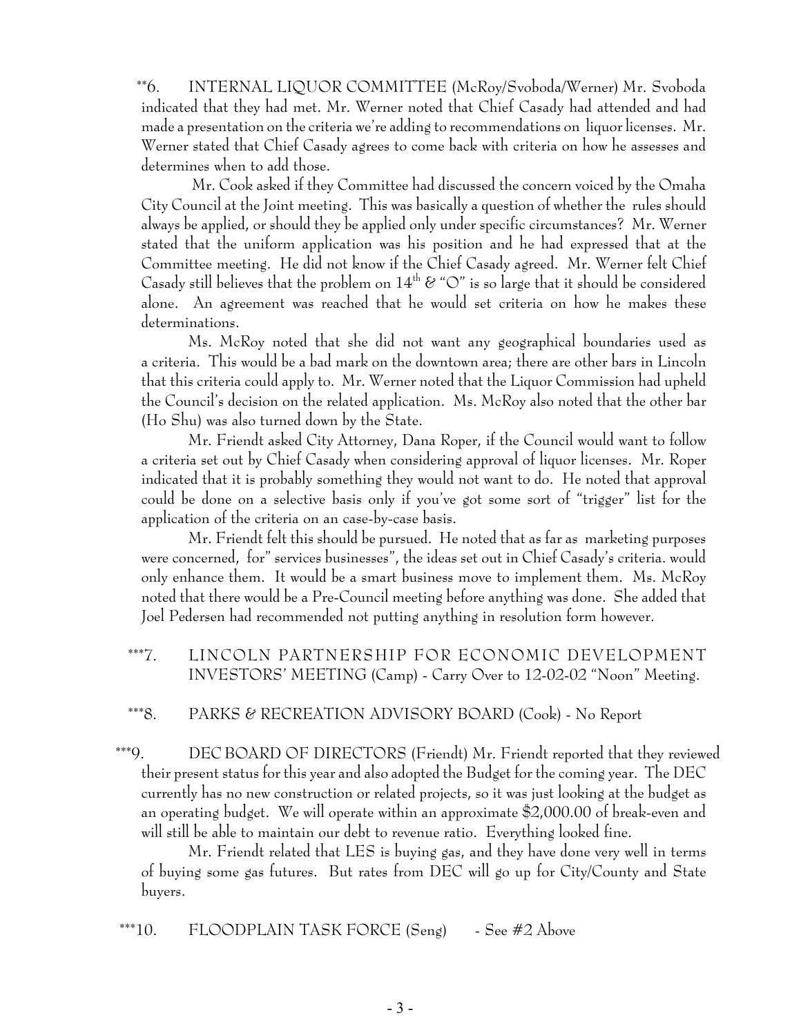**6. INTERNAL LIQUOR COMMITTEE (McRoy/Svoboda/Werner) Mr. Svoboda indicated that they had met. Mr. Werner noted that Chief Casady had attended and had made a presentation on the criteria we're adding to recommendations on liquor licenses. Mr. Werner stated that Chief Casady agrees to come back with criteria on how he assesses and determines when to add those.

Mr. Cook asked if they Committee had discussed the concern voiced by the Omaha City Council at the Joint meeting. This was basically a question of whether the rules should always be applied, or should they be applied only under specific circumstances? Mr. Werner stated that the uniform application was his position and he had expressed that at the Committee meeting. He did not know if the Chief Casady agreed. Mr. Werner felt Chief Casady still believes that the problem on 14th & "O" is so large that it should be considered alone. An agreement was reached that he would set criteria on how he makes these determinations.

Ms. McRoy noted that she did not want any geographical boundaries used as a criteria. This would be a bad mark on the downtown area; there are other bars in Lincoln that this criteria could apply to. Mr. Werner noted that the Liquor Commission had upheld the Council's decision on the related application. Ms. McRoy also noted that the other bar (Ho Shu) was also turned down by the State.

Mr. Friendt asked City Attorney, Dana Roper, if the Council would want to follow a criteria set out by Chief Casady when considering approval of liquor licenses. Mr. Roper indicated that it is probably something they would not want to do. He noted that approval could be done on a selective basis only if you've got some sort of "trigger" list for the application of the criteria on an case-by-case basis.

Mr. Friendt felt this should be pursued. He noted that as far as marketing purposes were concerned, for" services businesses", the ideas set out in Chief Casady's criteria. would only enhance them. It would be a smart business move to implement them. Ms. McRoy noted that there would be a Pre-Council meeting before anything was done. She added that Joel Pedersen had recommended not putting anything in resolution form however.

***7. LINCOLN PARTNERSHIP FOR ECONOMIC DEVELOPMENT INVESTORS' MEETING (Camp) - Carry Over to 12-02-02 "Noon" Meeting.

***8. PARKS & RECREATION ADVISORY BOARD (Cook) - No Report

***9. DEC BOARD OF DIRECTORS (Friendt) Mr. Friendt reported that they reviewed their present status for this year and also adopted the Budget for the coming year. The DEC currently has no new construction or related projects, so it was just looking at the budget as an operating budget. We will operate within an approximate $2,000.00 of break-even and will still be able to maintain our debt to revenue ratio. Everything looked fine.

Mr. Friendt related that LES is buying gas, and they have done very well in terms of buying some gas futures. But rates from DEC will go up for City/County and State buyers.

***10. FLOODPLAIN TASK FORCE (Seng) - See #2 Above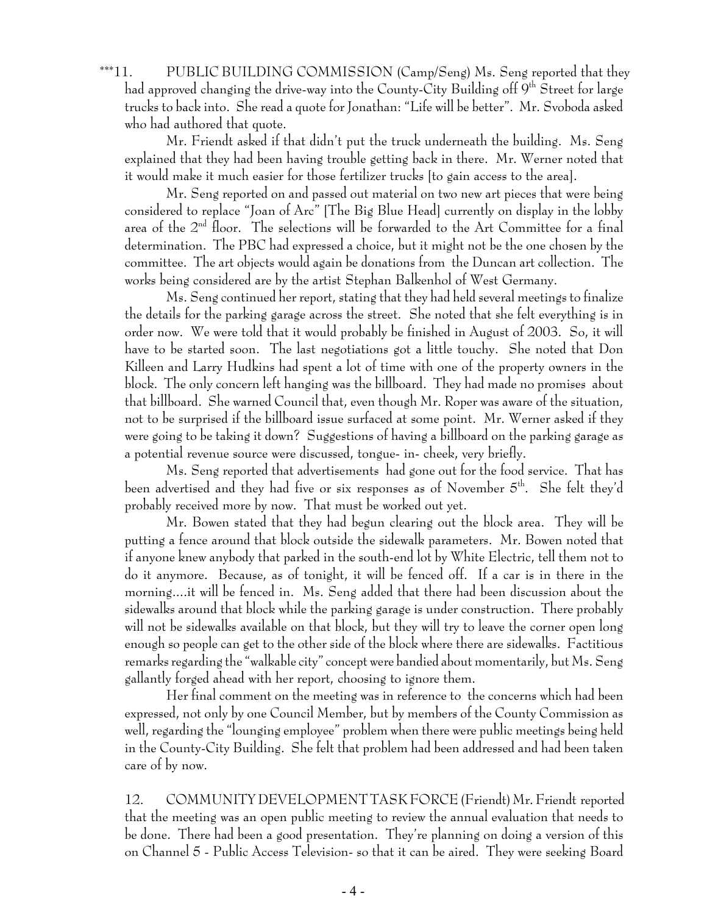***11. PUBLIC BUILDING COMMISSION (Camp/Seng) Ms. Seng reported that they had approved changing the drive-way into the County-City Building off 9th Street for large trucks to back into. She read a quote for Jonathan: "Life will be better". Mr. Svoboda asked who had authored that quote.

Mr. Friendt asked if that didn't put the truck underneath the building. Ms. Seng explained that they had been having trouble getting back in there. Mr. Werner noted that it would make it much easier for those fertilizer trucks [to gain access to the area].

Mr. Seng reported on and passed out material on two new art pieces that were being considered to replace "Joan of Arc" [The Big Blue Head] currently on display in the lobby area of the 2nd floor. The selections will be forwarded to the Art Committee for a final determination. The PBC had expressed a choice, but it might not be the one chosen by the committee. The art objects would again be donations from the Duncan art collection. The works being considered are by the artist Stephan Balkenhol of West Germany.

Ms. Seng continued her report, stating that they had held several meetings to finalize the details for the parking garage across the street. She noted that she felt everything is in order now. We were told that it would probably be finished in August of 2003. So, it will have to be started soon. The last negotiations got a little touchy. She noted that Don Killeen and Larry Hudkins had spent a lot of time with one of the property owners in the block. The only concern left hanging was the billboard. They had made no promises about that billboard. She warned Council that, even though Mr. Roper was aware of the situation, not to be surprised if the billboard issue surfaced at some point. Mr. Werner asked if they were going to be taking it down? Suggestions of having a billboard on the parking garage as a potential revenue source were discussed, tongue- in- cheek, very briefly.

Ms. Seng reported that advertisements had gone out for the food service. That has been advertised and they had five or six responses as of November 5th. She felt they'd probably received more by now. That must be worked out yet.

Mr. Bowen stated that they had begun clearing out the block area. They will be putting a fence around that block outside the sidewalk parameters. Mr. Bowen noted that if anyone knew anybody that parked in the south-end lot by White Electric, tell them not to do it anymore. Because, as of tonight, it will be fenced off. If a car is in there in the morning....it will be fenced in. Ms. Seng added that there had been discussion about the sidewalks around that block while the parking garage is under construction. There probably will not be sidewalks available on that block, but they will try to leave the corner open long enough so people can get to the other side of the block where there are sidewalks. Factitious remarks regarding the "walkable city" concept were bandied about momentarily, but Ms. Seng gallantly forged ahead with her report, choosing to ignore them.

Her final comment on the meeting was in reference to the concerns which had been expressed, not only by one Council Member, but by members of the County Commission as well, regarding the "lounging employee" problem when there were public meetings being held in the County-City Building. She felt that problem had been addressed and had been taken care of by now.

12. COMMUNITY DEVELOPMENT TASK FORCE (Friendt) Mr. Friendt reported that the meeting was an open public meeting to review the annual evaluation that needs to be done. There had been a good presentation. They're planning on doing a version of this on Channel 5 - Public Access Television- so that it can be aired. They were seeking Board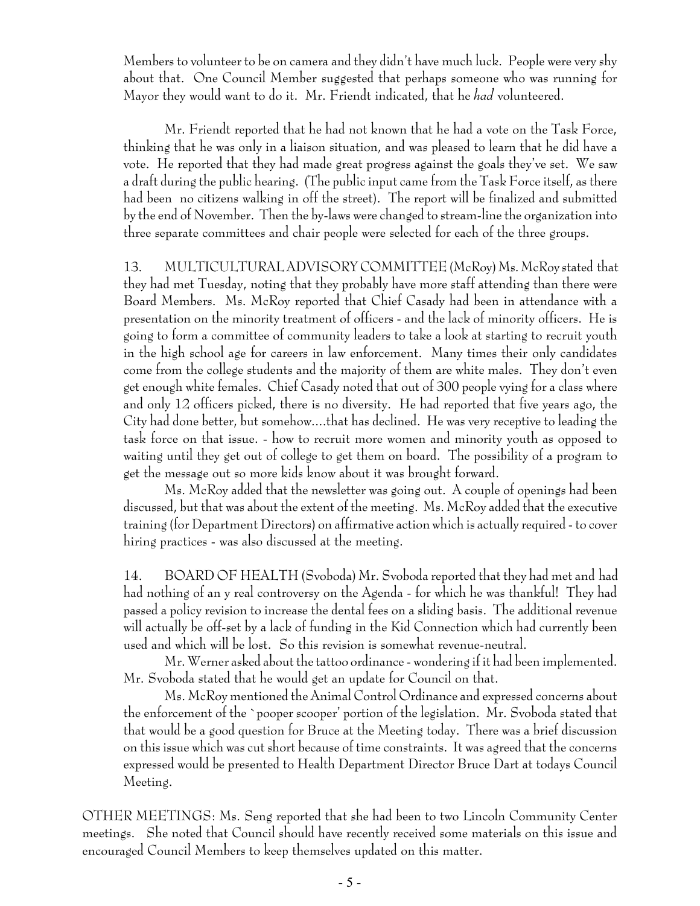Members to volunteer to be on camera and they didn't have much luck. People were very shy about that. One Council Member suggested that perhaps someone who was running for Mayor they would want to do it. Mr. Friendt indicated, that he *had* volunteered.

Mr. Friendt reported that he had not known that he had a vote on the Task Force, thinking that he was only in a liaison situation, and was pleased to learn that he did have a vote. He reported that they had made great progress against the goals they've set. We saw a draft during the public hearing. (The public input came from the Task Force itself, as there had been no citizens walking in off the street). The report will be finalized and submitted by the end of November. Then the by-laws were changed to stream-line the organization into three separate committees and chair people were selected for each of the three groups.

13. MULTICULTURAL ADVISORY COMMITTEE (McRoy) Ms. McRoy stated that they had met Tuesday, noting that they probably have more staff attending than there were Board Members. Ms. McRoy reported that Chief Casady had been in attendance with a presentation on the minority treatment of officers - and the lack of minority officers. He is going to form a committee of community leaders to take a look at starting to recruit youth in the high school age for careers in law enforcement. Many times their only candidates come from the college students and the majority of them are white males. They don't even get enough white females. Chief Casady noted that out of 300 people vying for a class where and only 12 officers picked, there is no diversity. He had reported that five years ago, the City had done better, but somehow....that has declined. He was very receptive to leading the task force on that issue. - how to recruit more women and minority youth as opposed to waiting until they get out of college to get them on board. The possibility of a program to get the message out so more kids know about it was brought forward.

Ms. McRoy added that the newsletter was going out. A couple of openings had been discussed, but that was about the extent of the meeting. Ms. McRoy added that the executive training (for Department Directors) on affirmative action which is actually required - to cover hiring practices - was also discussed at the meeting.

14. BOARD OF HEALTH (Svoboda) Mr. Svoboda reported that they had met and had had nothing of an y real controversy on the Agenda - for which he was thankful! They had passed a policy revision to increase the dental fees on a sliding basis. The additional revenue will actually be off-set by a lack of funding in the Kid Connection which had currently been used and which will be lost. So this revision is somewhat revenue-neutral.

Mr. Werner asked about the tattoo ordinance - wondering if it had been implemented. Mr. Svoboda stated that he would get an update for Council on that.

Ms. McRoy mentioned the Animal Control Ordinance and expressed concerns about the enforcement of the `pooper scooper' portion of the legislation. Mr. Svoboda stated that that would be a good question for Bruce at the Meeting today. There was a brief discussion on this issue which was cut short because of time constraints. It was agreed that the concerns expressed would be presented to Health Department Director Bruce Dart at todays Council Meeting.

OTHER MEETINGS: Ms. Seng reported that she had been to two Lincoln Community Center meetings. She noted that Council should have recently received some materials on this issue and encouraged Council Members to keep themselves updated on this matter.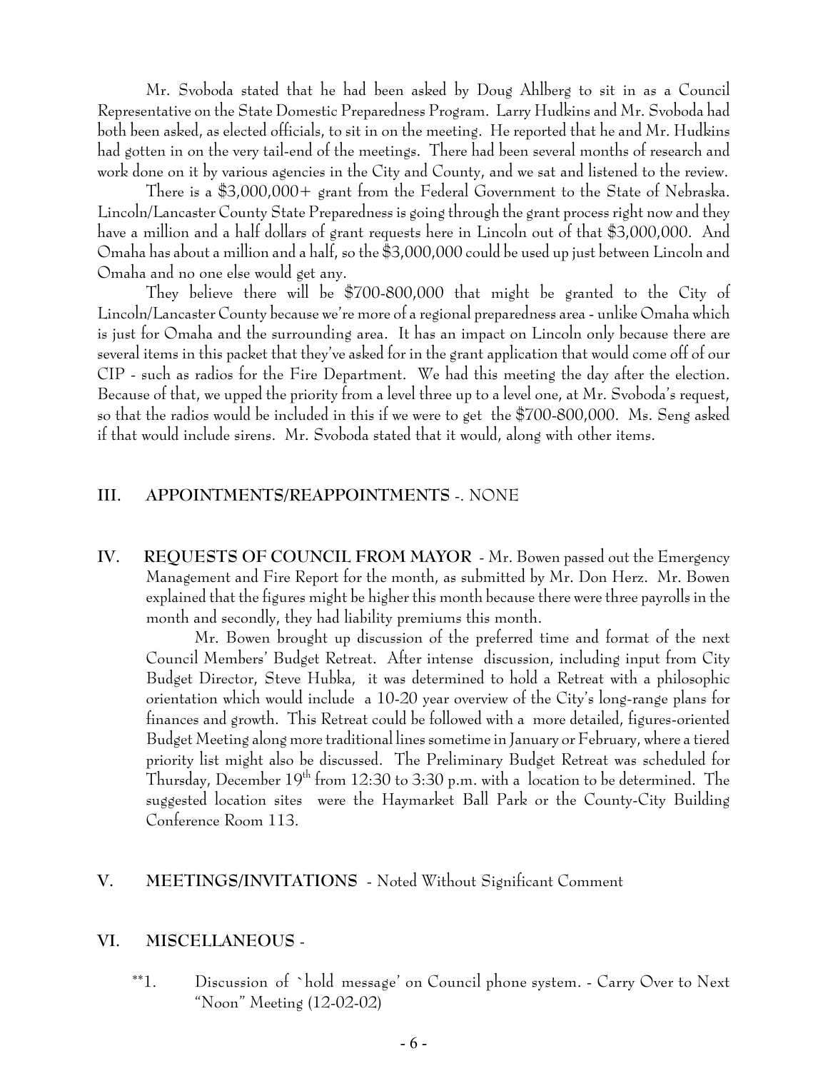Mr. Svoboda stated that he had been asked by Doug Ahlberg to sit in as a Council Representative on the State Domestic Preparedness Program. Larry Hudkins and Mr. Svoboda had both been asked, as elected officials, to sit in on the meeting. He reported that he and Mr. Hudkins had gotten in on the very tail-end of the meetings. There had been several months of research and work done on it by various agencies in the City and County, and we sat and listened to the review.

There is a $3,000,000+ grant from the Federal Government to the State of Nebraska. Lincoln/Lancaster County State Preparedness is going through the grant process right now and they have a million and a half dollars of grant requests here in Lincoln out of that $3,000,000. And Omaha has about a million and a half, so the $3,000,000 could be used up just between Lincoln and Omaha and no one else would get any.

They believe there will be $700-800,000 that might be granted to the City of Lincoln/Lancaster County because we're more of a regional preparedness area - unlike Omaha which is just for Omaha and the surrounding area. It has an impact on Lincoln only because there are several items in this packet that they've asked for in the grant application that would come off of our CIP - such as radios for the Fire Department. We had this meeting the day after the election. Because of that, we upped the priority from a level three up to a level one, at Mr. Svoboda's request, so that the radios would be included in this if we were to get the $700-800,000. Ms. Seng asked if that would include sirens. Mr. Svoboda stated that it would, along with other items.

## III. APPOINTMENTS/REAPPOINTMENTS -. NONE

## IV. REQUESTS OF COUNCIL FROM MAYOR

- Mr. Bowen passed out the Emergency Management and Fire Report for the month, as submitted by Mr. Don Herz. Mr. Bowen explained that the figures might be higher this month because there were three payrolls in the month and secondly, they had liability premiums this month.

Mr. Bowen brought up discussion of the preferred time and format of the next Council Members' Budget Retreat. After intense discussion, including input from City Budget Director, Steve Hubka, it was determined to hold a Retreat with a philosophic orientation which would include a 10-20 year overview of the City's long-range plans for finances and growth. This Retreat could be followed with a more detailed, figures-oriented Budget Meeting along more traditional lines sometime in January or February, where a tiered priority list might also be discussed. The Preliminary Budget Retreat was scheduled for Thursday, December 19th from 12:30 to 3:30 p.m. with a location to be determined. The suggested location sites were the Haymarket Ball Park or the County-City Building Conference Room 113.

## V. MEETINGS/INVITATIONS - Noted Without Significant Comment

## VI. MISCELLANEOUS -

**1. Discussion of `hold message' on Council phone system. - Carry Over to Next "Noon" Meeting (12-02-02)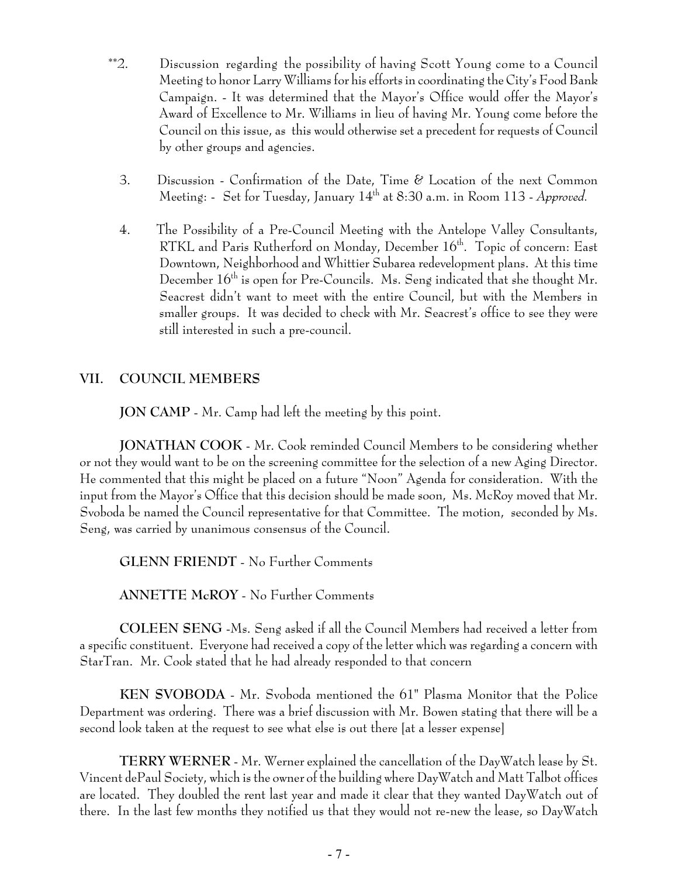**2. Discussion regarding the possibility of having Scott Young come to a Council Meeting to honor Larry Williams for his efforts in coordinating the City's Food Bank Campaign. - It was determined that the Mayor's Office would offer the Mayor's Award of Excellence to Mr. Williams in lieu of having Mr. Young come before the Council on this issue, as this would otherwise set a precedent for requests of Council by other groups and agencies.

3. Discussion - Confirmation of the Date, Time & Location of the next Common Meeting: - Set for Tuesday, January 14th at 8:30 a.m. in Room 113 - *Approved.*

4. The Possibility of a Pre-Council Meeting with the Antelope Valley Consultants, RTKL and Paris Rutherford on Monday, December 16th. Topic of concern: East Downtown, Neighborhood and Whittier Subarea redevelopment plans. At this time December 16th is open for Pre-Councils. Ms. Seng indicated that she thought Mr. Seacrest didn't want to meet with the entire Council, but with the Members in smaller groups. It was decided to check with Mr. Seacrest's office to see they were still interested in such a pre-council.

## VII. COUNCIL MEMBERS

**JON CAMP** - Mr. Camp had left the meeting by this point.

**JONATHAN COOK** - Mr. Cook reminded Council Members to be considering whether or not they would want to be on the screening committee for the selection of a new Aging Director. He commented that this might be placed on a future "Noon" Agenda for consideration. With the input from the Mayor's Office that this decision should be made soon, Ms. McRoy moved that Mr. Svoboda be named the Council representative for that Committee. The motion, seconded by Ms. Seng, was carried by unanimous consensus of the Council.

**GLENN FRIENDT** - No Further Comments

**ANNETTE McROY** - No Further Comments

**COLEEN SENG** -Ms. Seng asked if all the Council Members had received a letter from a specific constituent. Everyone had received a copy of the letter which was regarding a concern with StarTran. Mr. Cook stated that he had already responded to that concern

**KEN SVOBODA** - Mr. Svoboda mentioned the 61" Plasma Monitor that the Police Department was ordering. There was a brief discussion with Mr. Bowen stating that there will be a second look taken at the request to see what else is out there [at a lesser expense]

**TERRY WERNER** - Mr. Werner explained the cancellation of the DayWatch lease by St. Vincent dePaul Society, which is the owner of the building where DayWatch and Matt Talbot offices are located. They doubled the rent last year and made it clear that they wanted DayWatch out of there. In the last few months they notified us that they would not re-new the lease, so DayWatch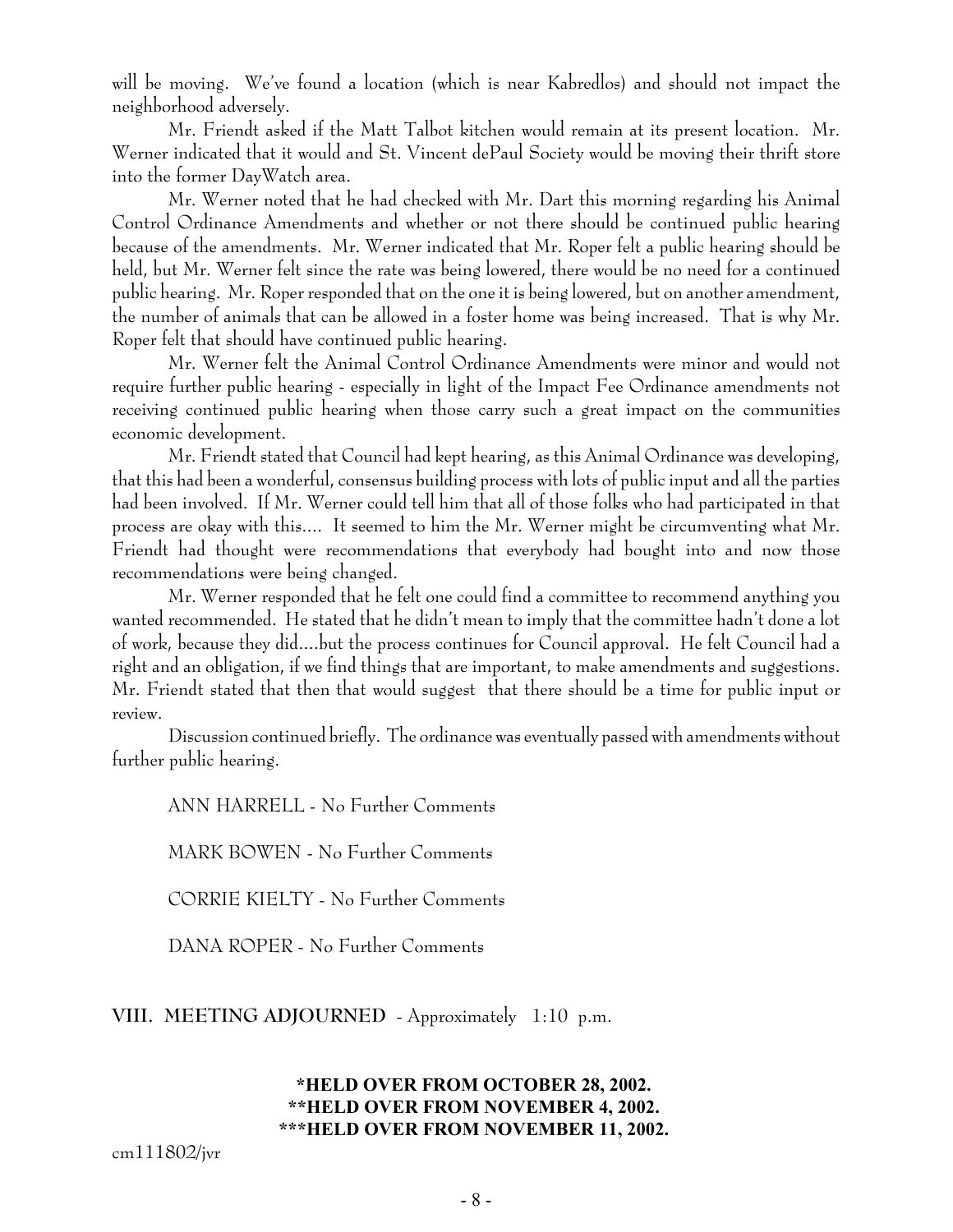will be moving. We've found a location (which is near Kabredlos) and should not impact the neighborhood adversely.

Mr. Friendt asked if the Matt Talbot kitchen would remain at its present location. Mr. Werner indicated that it would and St. Vincent dePaul Society would be moving their thrift store into the former DayWatch area.

Mr. Werner noted that he had checked with Mr. Dart this morning regarding his Animal Control Ordinance Amendments and whether or not there should be continued public hearing because of the amendments. Mr. Werner indicated that Mr. Roper felt a public hearing should be held, but Mr. Werner felt since the rate was being lowered, there would be no need for a continued public hearing. Mr. Roper responded that on the one it is being lowered, but on another amendment, the number of animals that can be allowed in a foster home was being increased. That is why Mr. Roper felt that should have continued public hearing.

Mr. Werner felt the Animal Control Ordinance Amendments were minor and would not require further public hearing - especially in light of the Impact Fee Ordinance amendments not receiving continued public hearing when those carry such a great impact on the communities economic development.

Mr. Friendt stated that Council had kept hearing, as this Animal Ordinance was developing, that this had been a wonderful, consensus building process with lots of public input and all the parties had been involved. If Mr. Werner could tell him that all of those folks who had participated in that process are okay with this.... It seemed to him the Mr. Werner might be circumventing what Mr. Friendt had thought were recommendations that everybody had bought into and now those recommendations were being changed.

Mr. Werner responded that he felt one could find a committee to recommend anything you wanted recommended. He stated that he didn't mean to imply that the committee hadn't done a lot of work, because they did....but the process continues for Council approval. He felt Council had a right and an obligation, if we find things that are important, to make amendments and suggestions. Mr. Friendt stated that then that would suggest that there should be a time for public input or review.

Discussion continued briefly. The ordinance was eventually passed with amendments without further public hearing.

ANN HARRELL - No Further Comments

MARK BOWEN - No Further Comments

CORRIE KIELTY - No Further Comments

DANA ROPER - No Further Comments

## VIII. MEETING ADJOURNED - Approximately 1:10 p.m.

**\*HELD OVER FROM OCTOBER 28, 2002.**
**\*\*HELD OVER FROM NOVEMBER 4, 2002.**
**\*\*\*HELD OVER FROM NOVEMBER 11, 2002.**

cm111802/jvr